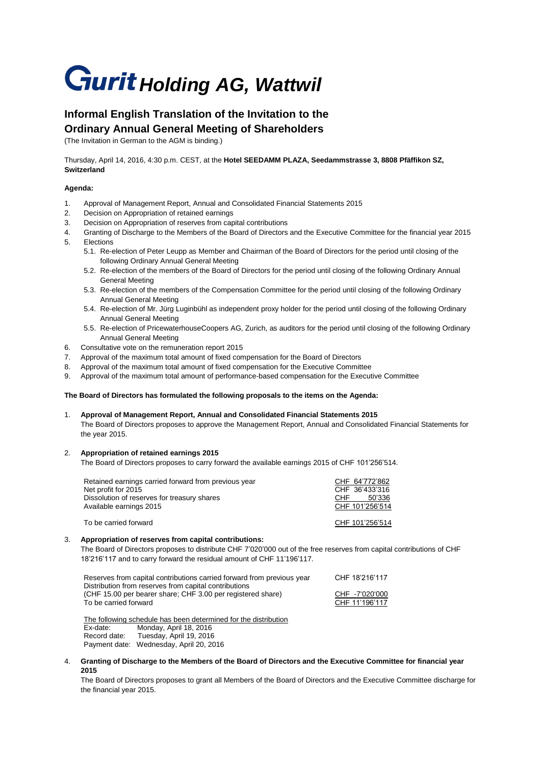# Gurit Holding AG, Wattwil

## Informal English Translation of the Invitation to the Ordinary Annual General Meeting of Shareholders

(The Invitation in German to the AGM is binding.)

Thursday, April 14, 2016, 4:30 p.m. CEST, at the **Hotel SEEDAMM PLAZA, Seedammstrasse 3, 8808 Pfäffikon SZ, Switzerland**

**Agenda:**

1. Approval of Management Report, Annual and Consolidated Financial Statements 2015
2. Decision on Appropriation of retained earnings
3. Decision on Appropriation of reserves from capital contributions
4. Granting of Discharge to the Members of the Board of Directors and the Executive Committee for the financial year 2015
5. Elections
   5.1. Re-election of Peter Leupp as Member and Chairman of the Board of Directors for the period until closing of the following Ordinary Annual General Meeting
   5.2. Re-election of the members of the Board of Directors for the period until closing of the following Ordinary Annual General Meeting
   5.3. Re-election of the members of the Compensation Committee for the period until closing of the following Ordinary Annual General Meeting
   5.4. Re-election of Mr. Jürg Luginbühl as independent proxy holder for the period until closing of the following Ordinary Annual General Meeting
   5.5. Re-election of PricewaterhouseCoopers AG, Zurich, as auditors for the period until closing of the following Ordinary Annual General Meeting
6. Consultative vote on the remuneration report 2015
7. Approval of the maximum total amount of fixed compensation for the Board of Directors
8. Approval of the maximum total amount of fixed compensation for the Executive Committee
9. Approval of the maximum total amount of performance-based compensation for the Executive Committee

**The Board of Directors has formulated the following proposals to the items on the Agenda:**

1. **Approval of Management Report, Annual and Consolidated Financial Statements 2015**
   The Board of Directors proposes to approve the Management Report, Annual and Consolidated Financial Statements for the year 2015.

2. **Appropriation of retained earnings 2015**
   The Board of Directors proposes to carry forward the available earnings 2015 of CHF 101'256'514.

| | |
|---|---|
| Retained earnings carried forward from previous year | CHF 64'772'862 |
| Net profit for 2015 | CHF 36'433'316 |
| Dissolution of reserves for treasury shares | CHF 50'336 |
| Available earnings 2015 | CHF 101'256'514 |
| To be carried forward | CHF 101'256'514 |

3. **Appropriation of reserves from capital contributions:**
   The Board of Directors proposes to distribute CHF 7'020'000 out of the free reserves from capital contributions of CHF 18'216'117 and to carry forward the residual amount of CHF 11'196'117.

| | |
|---|---|
| Reserves from capital contributions carried forward from previous year | CHF 18'216'117 |
| Distribution from reserves from capital contributions (CHF 15.00 per bearer share; CHF 3.00 per registered share) | CHF -7'020'000 |
| To be carried forward | CHF 11'196'117 |

The following schedule has been determined for the distribution
Ex-date: Monday, April 18, 2016
Record date: Tuesday, April 19, 2016
Payment date: Wednesday, April 20, 2016

4. **Granting of Discharge to the Members of the Board of Directors and the Executive Committee for financial year 2015**
   The Board of Directors proposes to grant all Members of the Board of Directors and the Executive Committee discharge for the financial year 2015.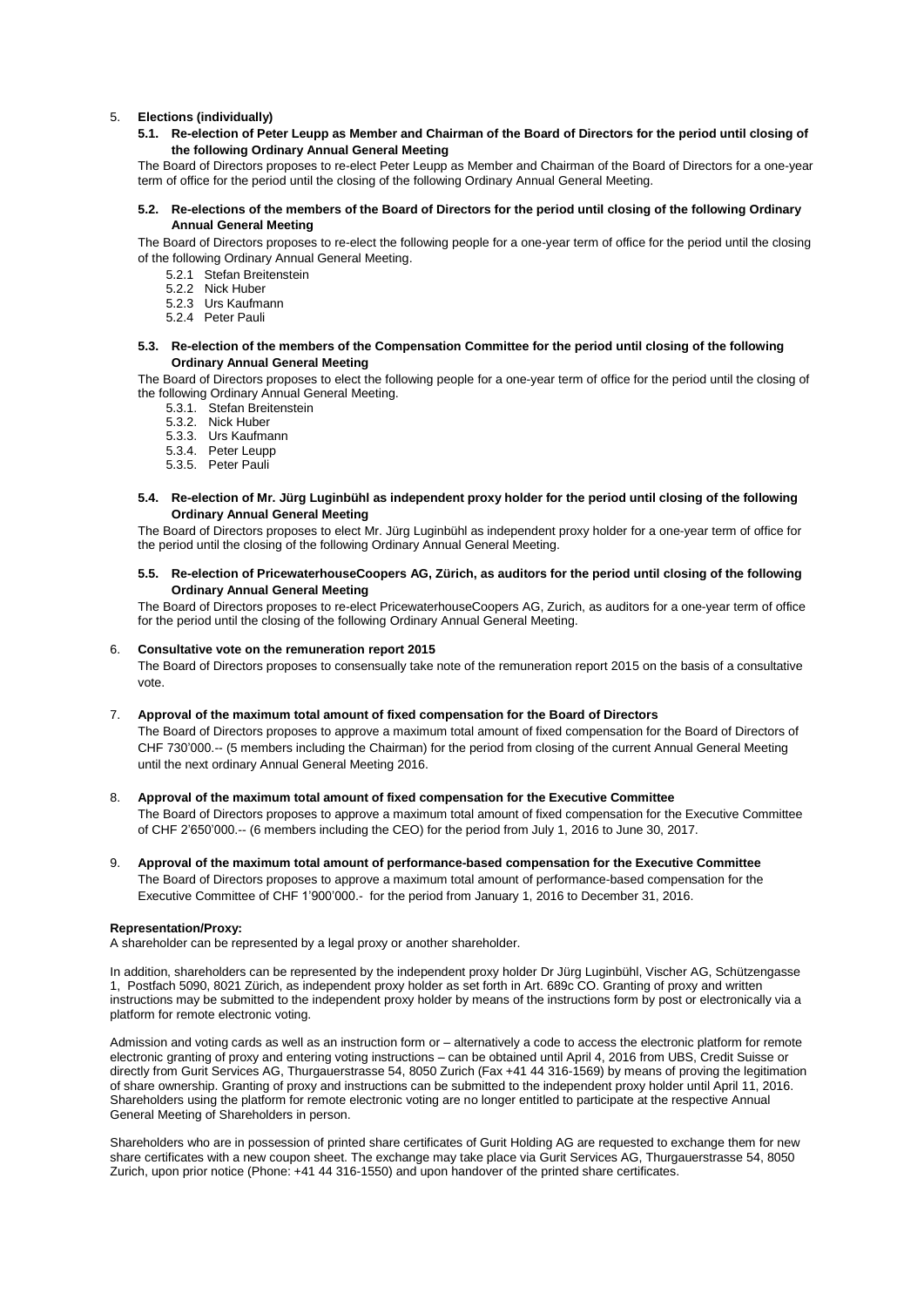5. **Elections (individually)**

   **5.1. Re-election of Peter Leupp as Member and Chairman of the Board of Directors for the period until closing of the following Ordinary Annual General Meeting**

   The Board of Directors proposes to re-elect Peter Leupp as Member and Chairman of the Board of Directors for a one-year term of office for the period until the closing of the following Ordinary Annual General Meeting.

   **5.2. Re-elections of the members of the Board of Directors for the period until closing of the following Ordinary Annual General Meeting**

   The Board of Directors proposes to re-elect the following people for a one-year term of office for the period until the closing of the following Ordinary Annual General Meeting.

   - 5.2.1 Stefan Breitenstein
   - 5.2.2 Nick Huber
   - 5.2.3 Urs Kaufmann
   - 5.2.4 Peter Pauli

   **5.3. Re-election of the members of the Compensation Committee for the period until closing of the following Ordinary Annual General Meeting**

   The Board of Directors proposes to elect the following people for a one-year term of office for the period until the closing of the following Ordinary Annual General Meeting.

   - 5.3.1. Stefan Breitenstein
   - 5.3.2. Nick Huber
   - 5.3.3. Urs Kaufmann
   - 5.3.4. Peter Leupp
   - 5.3.5. Peter Pauli

   **5.4. Re-election of Mr. Jürg Luginbühl as independent proxy holder for the period until closing of the following Ordinary Annual General Meeting**

   The Board of Directors proposes to elect Mr. Jürg Luginbühl as independent proxy holder for a one-year term of office for the period until the closing of the following Ordinary Annual General Meeting.

   **5.5. Re-election of PricewaterhouseCoopers AG, Zürich, as auditors for the period until closing of the following Ordinary Annual General Meeting**

   The Board of Directors proposes to re-elect PricewaterhouseCoopers AG, Zurich, as auditors for a one-year term of office for the period until the closing of the following Ordinary Annual General Meeting.

6. **Consultative vote on the remuneration report 2015**

   The Board of Directors proposes to consensually take note of the remuneration report 2015 on the basis of a consultative vote.

7. **Approval of the maximum total amount of fixed compensation for the Board of Directors**

   The Board of Directors proposes to approve a maximum total amount of fixed compensation for the Board of Directors of CHF 730'000.-- (5 members including the Chairman) for the period from closing of the current Annual General Meeting until the next ordinary Annual General Meeting 2016.

8. **Approval of the maximum total amount of fixed compensation for the Executive Committee**

   The Board of Directors proposes to approve a maximum total amount of fixed compensation for the Executive Committee of CHF 2'650'000.-- (6 members including the CEO) for the period from July 1, 2016 to June 30, 2017.

9. **Approval of the maximum total amount of performance-based compensation for the Executive Committee**

   The Board of Directors proposes to approve a maximum total amount of performance-based compensation for the Executive Committee of CHF 1'900'000.- for the period from January 1, 2016 to December 31, 2016.

**Representation/Proxy:**

A shareholder can be represented by a legal proxy or another shareholder.

In addition, shareholders can be represented by the independent proxy holder Dr Jürg Luginbühl, Vischer AG, Schützengasse 1, Postfach 5090, 8021 Zürich, as independent proxy holder as set forth in Art. 689c CO. Granting of proxy and written instructions may be submitted to the independent proxy holder by means of the instructions form by post or electronically via a platform for remote electronic voting.

Admission and voting cards as well as an instruction form or – alternatively a code to access the electronic platform for remote electronic granting of proxy and entering voting instructions – can be obtained until April 4, 2016 from UBS, Credit Suisse or directly from Gurit Services AG, Thurgauerstrasse 54, 8050 Zurich (Fax +41 44 316-1569) by means of proving the legitimation of share ownership. Granting of proxy and instructions can be submitted to the independent proxy holder until April 11, 2016. Shareholders using the platform for remote electronic voting are no longer entitled to participate at the respective Annual General Meeting of Shareholders in person.

Shareholders who are in possession of printed share certificates of Gurit Holding AG are requested to exchange them for new share certificates with a new coupon sheet. The exchange may take place via Gurit Services AG, Thurgauerstrasse 54, 8050 Zurich, upon prior notice (Phone: +41 44 316-1550) and upon handover of the printed share certificates.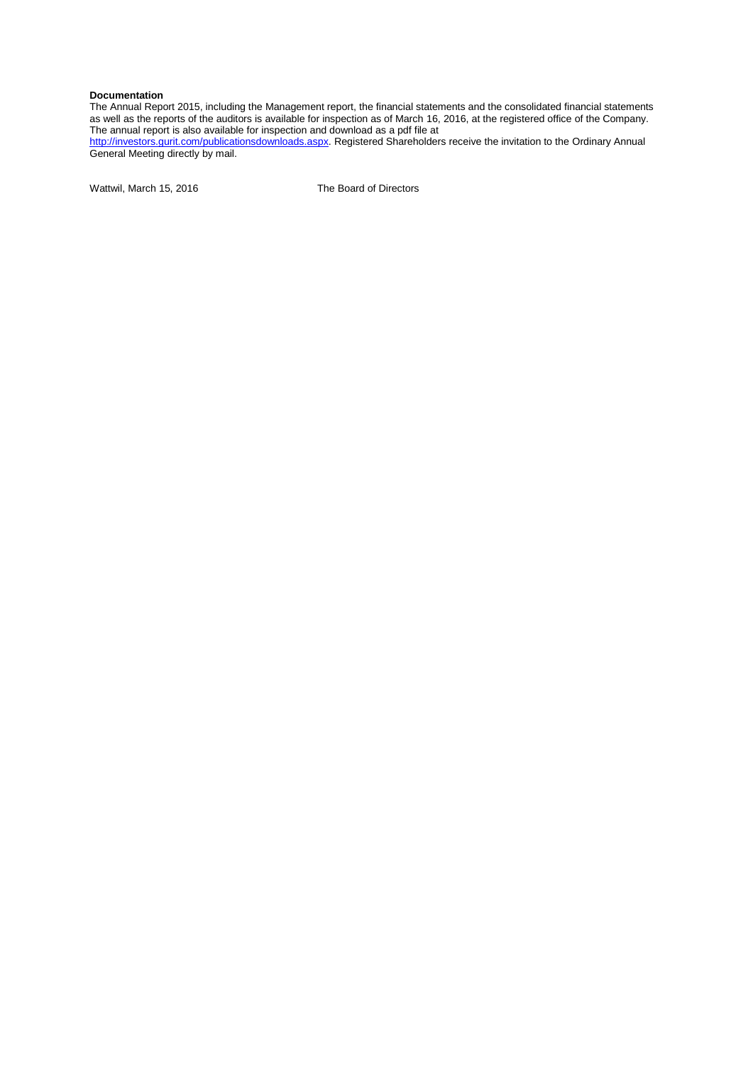**Documentation**

The Annual Report 2015, including the Management report, the financial statements and the consolidated financial statements as well as the reports of the auditors is available for inspection as of March 16, 2016, at the registered office of the Company. The annual report is also available for inspection and download as a pdf file at http://investors.gurit.com/publicationsdownloads.aspx. Registered Shareholders receive the invitation to the Ordinary Annual General Meeting directly by mail.

Wattwil, March 15, 2016 The Board of Directors